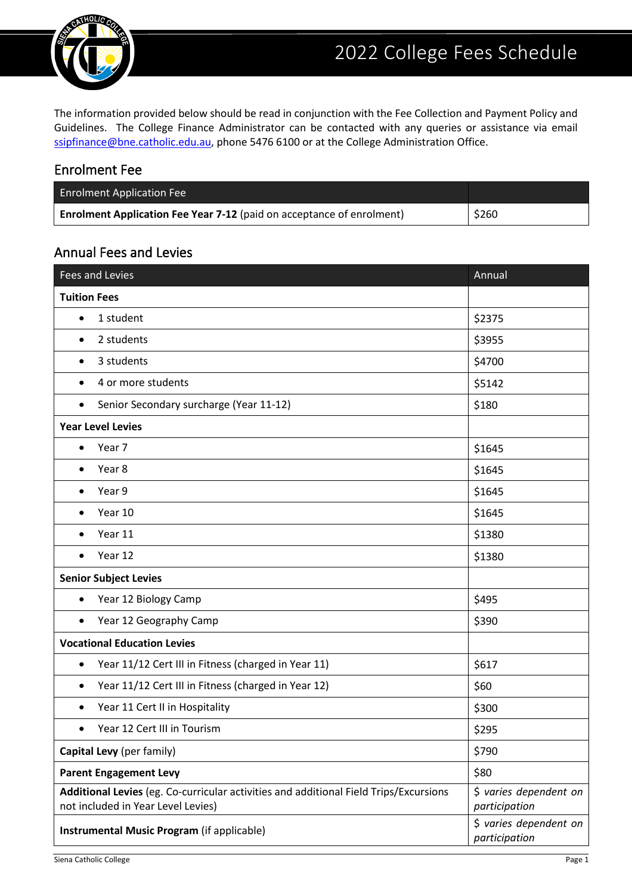# 2022 College Fees Schedule

The information provided below should be read in conjunction with the Fee Collection and Payment Policy and Guidelines. The College Finance Administrator can be contacted with any queries or assistance via email ssipfinance@bne.catholic.edu.au, phone 5476 6100 or at the College Administration Office.

## Enrolment Fee

| Enrolment Application Fee | |
|---|---|
| **Enrolment Application Fee Year 7-12** (paid on acceptance of enrolment) | $260 |

## Annual Fees and Levies

| Fees and Levies | Annual |
|---|---|
| **Tuition Fees** | |
| • 1 student | $2375 |
| • 2 students | $3955 |
| • 3 students | $4700 |
| • 4 or more students | $5142 |
| • Senior Secondary surcharge (Year 11-12) | $180 |
| **Year Level Levies** | |
| • Year 7 | $1645 |
| • Year 8 | $1645 |
| • Year 9 | $1645 |
| • Year 10 | $1645 |
| • Year 11 | $1380 |
| • Year 12 | $1380 |
| **Senior Subject Levies** | |
| • Year 12 Biology Camp | $495 |
| • Year 12 Geography Camp | $390 |
| **Vocational Education Levies** | |
| • Year 11/12 Cert III in Fitness (charged in Year 11) | $617 |
| • Year 11/12 Cert III in Fitness (charged in Year 12) | $60 |
| • Year 11 Cert II in Hospitality | $300 |
| • Year 12 Cert III in Tourism | $295 |
| **Capital Levy** (per family) | $790 |
| **Parent Engagement Levy** | $80 |
| **Additional Levies** (eg. Co-curricular activities and additional Field Trips/Excursions not included in Year Level Levies) | $ *varies dependent on participation* |
| **Instrumental Music Program** (if applicable) | $ *varies dependent on participation* |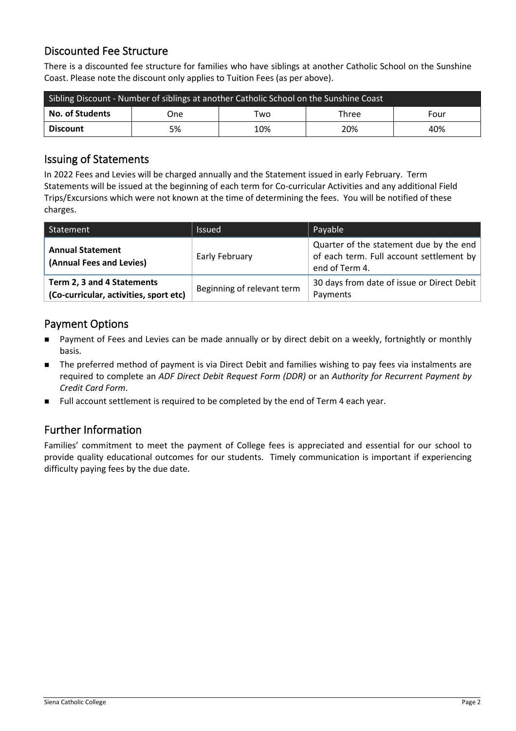## Discounted Fee Structure

There is a discounted fee structure for families who have siblings at another Catholic School on the Sunshine Coast. Please note the discount only applies to Tuition Fees (as per above).

| Sibling Discount - Number of siblings at another Catholic School on the Sunshine Coast | | | | |
|---|---|---|---|---|
| **No. of Students** | One | Two | Three | Four |
| **Discount** | 5% | 10% | 20% | 40% |

## Issuing of Statements

In 2022 Fees and Levies will be charged annually and the Statement issued in early February. Term Statements will be issued at the beginning of each term for Co-curricular Activities and any additional Field Trips/Excursions which were not known at the time of determining the fees. You will be notified of these charges.

| Statement | Issued | Payable |
|---|---|---|
| **Annual Statement (Annual Fees and Levies)** | Early February | Quarter of the statement due by the end of each term. Full account settlement by end of Term 4. |
| **Term 2, 3 and 4 Statements (Co-curricular, activities, sport etc)** | Beginning of relevant term | 30 days from date of issue or Direct Debit Payments |

## Payment Options

- Payment of Fees and Levies can be made annually or by direct debit on a weekly, fortnightly or monthly basis.
- The preferred method of payment is via Direct Debit and families wishing to pay fees via instalments are required to complete an *ADF Direct Debit Request Form (DDR)* or an *Authority for Recurrent Payment by Credit Card Form*.
- Full account settlement is required to be completed by the end of Term 4 each year.

## Further Information

Families' commitment to meet the payment of College fees is appreciated and essential for our school to provide quality educational outcomes for our students. Timely communication is important if experiencing difficulty paying fees by the due date.